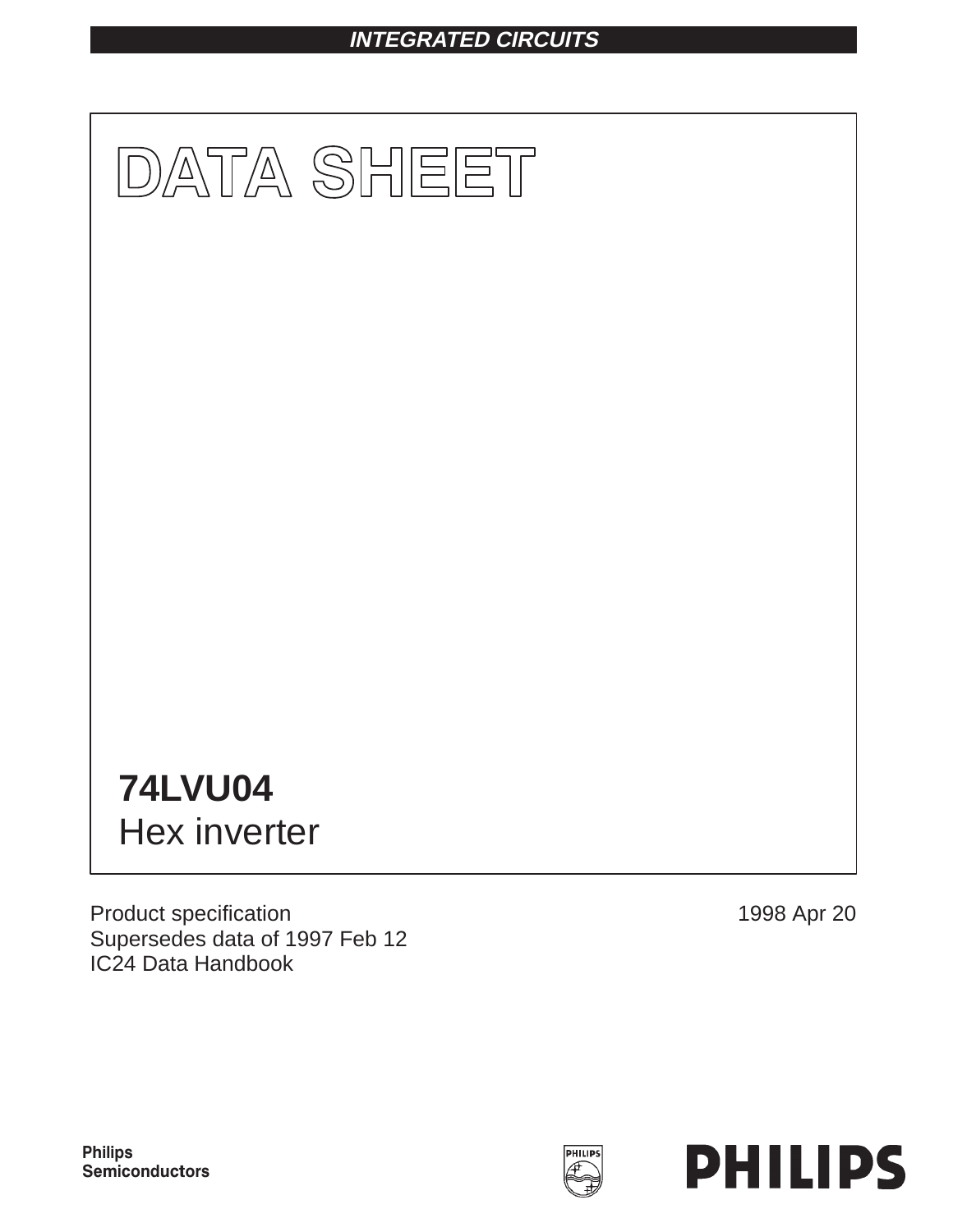INTEGRATED CIRCUITS

# DATA SHEET

## 74LVU04
Hex inverter

Product specification
Supersedes data of 1997 Feb 12
IC24 Data Handbook

1998 Apr 20

Philips
Semiconductors

PHILIPS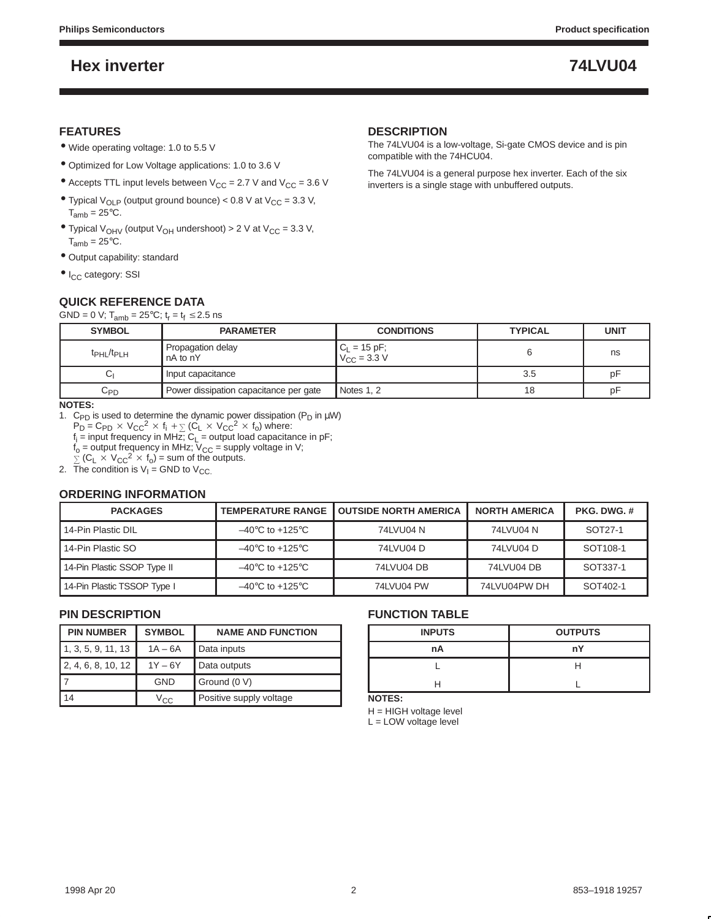# Hex inverter

# 74LVU04

## FEATURES

- Wide operating voltage: 1.0 to 5.5 V
- Optimized for Low Voltage applications: 1.0 to 3.6 V
- Accepts TTL input levels between $V_{CC}$ = 2.7 V and $V_{CC}$ = 3.6 V
- Typical $V_{OLP}$ (output ground bounce) < 0.8 V at $V_{CC}$ = 3.3 V, $T_{amb}$ = 25°C.
- Typical $V_{OHV}$ (output $V_{OH}$ undershoot) > 2 V at $V_{CC}$ = 3.3 V, $T_{amb}$ = 25°C.
- Output capability: standard
- $I_{CC}$ category: SSI

## DESCRIPTION

The 74LVU04 is a low-voltage, Si-gate CMOS device and is pin compatible with the 74HCU04.

The 74LVU04 is a general purpose hex inverter. Each of the six inverters is a single stage with unbuffered outputs.

## QUICK REFERENCE DATA

GND = 0 V; $T_{amb}$ = 25°C; $t_r = t_f \leq 2.5$ ns

| SYMBOL | PARAMETER | CONDITIONS | TYPICAL | UNIT |
|---|---|---|---|---|
| $t_{PHL}/t_{PLH}$ | Propagation delay nA to nY | $C_L$ = 15 pF; $V_{CC}$ = 3.3 V | 6 | ns |
| $C_I$ | Input capacitance | | 3.5 | pF |
| $C_{PD}$ | Power dissipation capacitance per gate | Notes 1, 2 | 18 | pF |

**NOTES:**

1. $C_{PD}$ is used to determine the dynamic power dissipation ($P_D$ in μW)
   $P_D = C_{PD} \times V_{CC}^2 \times f_i + \sum (C_L \times V_{CC}^2 \times f_o)$ where:
   $f_i$ = input frequency in MHz; $C_L$ = output load capacitance in pF;
   $f_o$ = output frequency in MHz; $V_{CC}$ = supply voltage in V;
   $\sum (C_L \times V_{CC}^2 \times f_o)$ = sum of the outputs.
2. The condition is $V_I$ = GND to $V_{CC}$.

## ORDERING INFORMATION

| PACKAGES | TEMPERATURE RANGE | OUTSIDE NORTH AMERICA | NORTH AMERICA | PKG. DWG. # |
|---|---|---|---|---|
| 14-Pin Plastic DIL | –40°C to +125°C | 74LVU04 N | 74LVU04 N | SOT27-1 |
| 14-Pin Plastic SO | –40°C to +125°C | 74LVU04 D | 74LVU04 D | SOT108-1 |
| 14-Pin Plastic SSOP Type II | –40°C to +125°C | 74LVU04 DB | 74LVU04 DB | SOT337-1 |
| 14-Pin Plastic TSSOP Type I | –40°C to +125°C | 74LVU04 PW | 74LVU04PW DH | SOT402-1 |

## PIN DESCRIPTION

| PIN NUMBER | SYMBOL | NAME AND FUNCTION |
|---|---|---|
| 1, 3, 5, 9, 11, 13 | 1A – 6A | Data inputs |
| 2, 4, 6, 8, 10, 12 | 1Y – 6Y | Data outputs |
| 7 | GND | Ground (0 V) |
| 14 | $V_{CC}$ | Positive supply voltage |

## FUNCTION TABLE

| INPUTS | OUTPUTS |
|---|---|
| nA | nY |
| L | H |
| H | L |

**NOTES:**

H = HIGH voltage level
L = LOW voltage level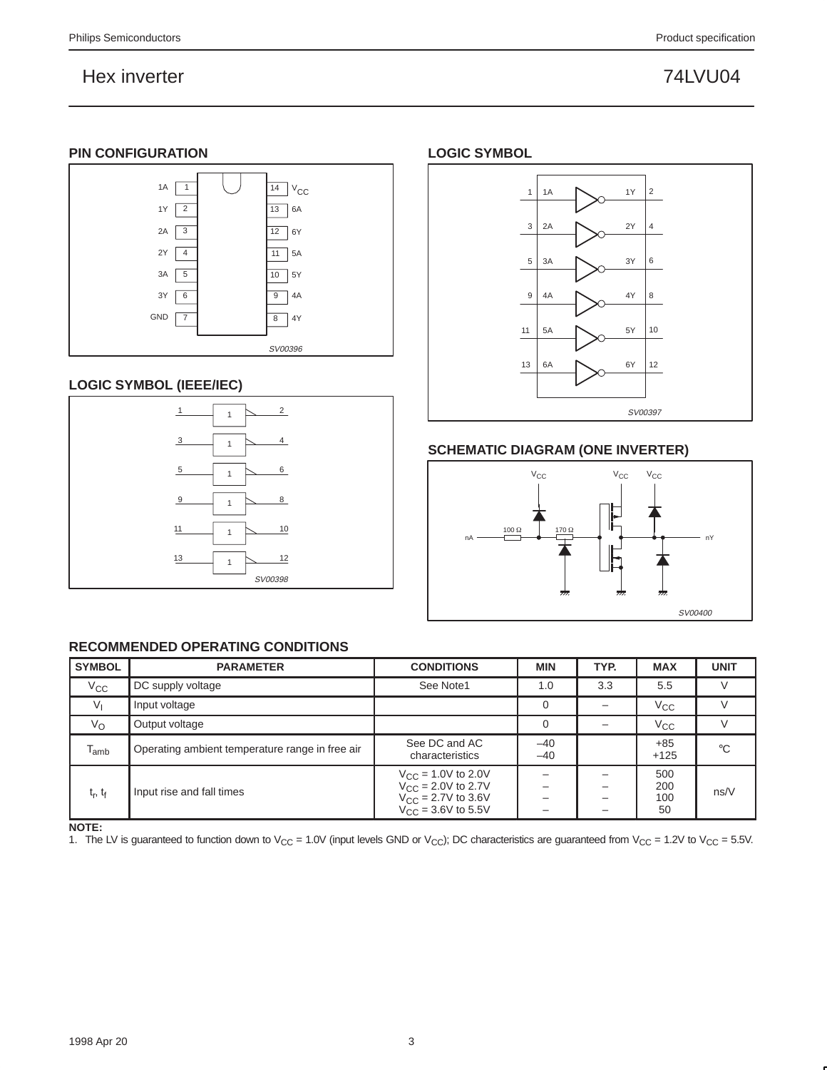## PIN CONFIGURATION

SV00396

## LOGIC SYMBOL

SV00397

## LOGIC SYMBOL (IEEE/IEC)

SV00398

## SCHEMATIC DIAGRAM (ONE INVERTER)

SV00400

## RECOMMENDED OPERATING CONDITIONS

| SYMBOL | PARAMETER | CONDITIONS | MIN | TYP. | MAX | UNIT |
|---|---|---|---|---|---|---|
| $V_{CC}$ | DC supply voltage | See Note1 | 1.0 | 3.3 | 5.5 | V |
| $V_I$ | Input voltage | | 0 | – | $V_{CC}$ | V |
| $V_O$ | Output voltage | | 0 | – | $V_{CC}$ | V |
| $T_{amb}$ | Operating ambient temperature range in free air | See DC and AC characteristics | –40<br>–40 | | +85<br>+125 | °C |
| $t_r, t_f$ | Input rise and fall times | $V_{CC}$ = 1.0V to 2.0V<br>$V_{CC}$ = 2.0V to 2.7V<br>$V_{CC}$ = 2.7V to 3.6V<br>$V_{CC}$ = 3.6V to 5.5V | –<br>–<br>–<br>– | –<br>–<br>–<br>– | 500<br>200<br>100<br>50 | ns/V |

**NOTE:**
1. The LV is guaranteed to function down to $V_{CC}$ = 1.0V (input levels GND or $V_{CC}$); DC characteristics are guaranteed from $V_{CC}$ = 1.2V to $V_{CC}$ = 5.5V.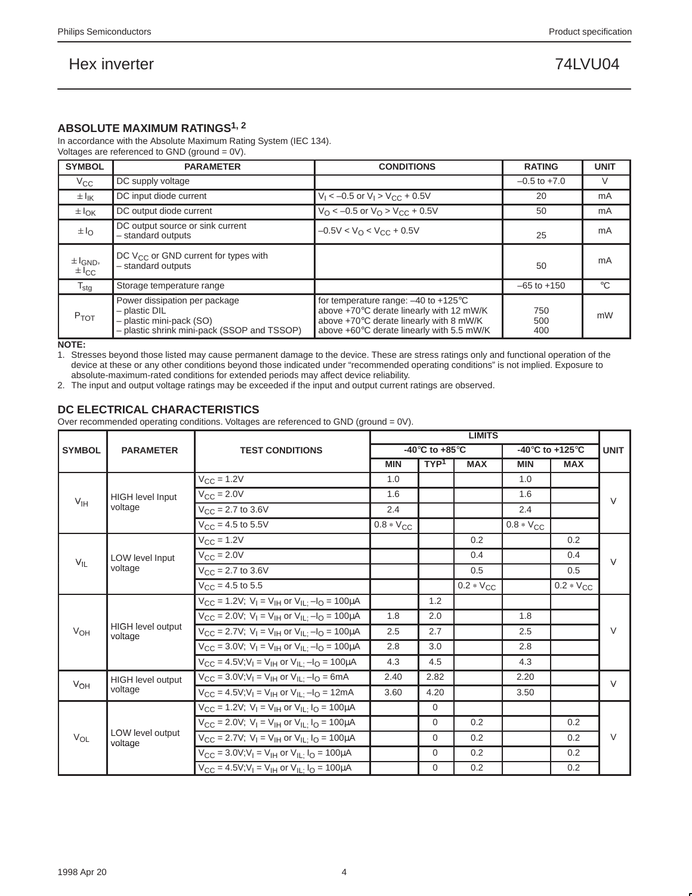## ABSOLUTE MAXIMUM RATINGS[1, 2]

In accordance with the Absolute Maximum Rating System (IEC 134).
Voltages are referenced to GND (ground = 0V).

| SYMBOL | PARAMETER | CONDITIONS | RATING | UNIT |
|---|---|---|---|---|
| $V_{CC}$ | DC supply voltage | | –0.5 to +7.0 | V |
| $\pm I_{IK}$ | DC input diode current | $V_I < -0.5$ or $V_I > V_{CC} + 0.5V$ | 20 | mA |
| $\pm I_{OK}$ | DC output diode current | $V_O < -0.5$ or $V_O > V_{CC} + 0.5V$ | 50 | mA |
| $\pm I_O$ | DC output source or sink current – standard outputs | $-0.5V < V_O < V_{CC} + 0.5V$ | 25 | mA |
| $\pm I_{GND}$, $\pm I_{CC}$ | DC $V_{CC}$ or GND current for types with – standard outputs | | 50 | mA |
| $T_{stg}$ | Storage temperature range | | –65 to +150 | °C |
| $P_{TOT}$ | Power dissipation per package<br>– plastic DIL<br>– plastic mini-pack (SO)<br>– plastic shrink mini-pack (SSOP and TSSOP) | for temperature range: –40 to +125°C<br>above +70°C derate linearly with 12 mW/K<br>above +70°C derate linearly with 8 mW/K<br>above +60°C derate linearly with 5.5 mW/K | <br>750<br>500<br>400 | mW |

**NOTE:**

1. Stresses beyond those listed may cause permanent damage to the device. These are stress ratings only and functional operation of the device at these or any other conditions beyond those indicated under "recommended operating conditions" is not implied. Exposure to absolute-maximum-rated conditions for extended periods may affect device reliability.
2. The input and output voltage ratings may be exceeded if the input and output current ratings are observed.

## DC ELECTRICAL CHARACTERISTICS

Over recommended operating conditions. Voltages are referenced to GND (ground = 0V).

| SYMBOL | PARAMETER | TEST CONDITIONS | LIMITS -40°C to +85°C | | | LIMITS -40°C to +125°C | | UNIT |
|---|---|---|---|---|---|---|---|---|
| | | | MIN | TYP[1] | MAX | MIN | MAX | |
| $V_{IH}$ | HIGH level Input voltage | $V_{CC}$ = 1.2V | 1.0 | | | 1.0 | | V |
| | | $V_{CC}$ = 2.0V | 1.6 | | | 1.6 | | |
| | | $V_{CC}$ = 2.7 to 3.6V | 2.4 | | | 2.4 | | |
| | | $V_{CC}$ = 4.5 to 5.5V | $0.8 * V_{CC}$ | | | $0.8 * V_{CC}$ | | |
| $V_{IL}$ | LOW level Input voltage | $V_{CC}$ = 1.2V | | | 0.2 | | 0.2 | V |
| | | $V_{CC}$ = 2.0V | | | 0.4 | | 0.4 | |
| | | $V_{CC}$ = 2.7 to 3.6V | | | 0.5 | | 0.5 | |
| | | $V_{CC}$ = 4.5 to 5.5 | | | $0.2 * V_{CC}$ | | $0.2 * V_{CC}$ | |
| $V_{OH}$ | HIGH level output voltage | $V_{CC}$ = 1.2V; $V_I = V_{IH}$ or $V_{IL}$; $-I_O$ = 100µA | | 1.2 | | | | V |
| | | $V_{CC}$ = 2.0V; $V_I = V_{IH}$ or $V_{IL}$; $-I_O$ = 100µA | 1.8 | 2.0 | | 1.8 | | |
| | | $V_{CC}$ = 2.7V; $V_I = V_{IH}$ or $V_{IL}$; $-I_O$ = 100µA | 2.5 | 2.7 | | 2.5 | | |
| | | $V_{CC}$ = 3.0V; $V_I = V_{IH}$ or $V_{IL}$; $-I_O$ = 100µA | 2.8 | 3.0 | | 2.8 | | |
| | | $V_{CC}$ = 4.5V; $V_I = V_{IH}$ or $V_{IL}$; $-I_O$ = 100µA | 4.3 | 4.5 | | 4.3 | | |
| $V_{OH}$ | HIGH level output voltage | $V_{CC}$ = 3.0V; $V_I = V_{IH}$ or $V_{IL}$; $-I_O$ = 6mA | 2.40 | 2.82 | | 2.20 | | V |
| | | $V_{CC}$ = 4.5V; $V_I = V_{IH}$ or $V_{IL}$; $-I_O$ = 12mA | 3.60 | 4.20 | | 3.50 | | |
| $V_{OL}$ | LOW level output voltage | $V_{CC}$ = 1.2V; $V_I = V_{IH}$ or $V_{IL}$; $I_O$ = 100µA | | 0 | | | | V |
| | | $V_{CC}$ = 2.0V; $V_I = V_{IH}$ or $V_{IL}$; $I_O$ = 100µA | | 0 | 0.2 | | 0.2 | |
| | | $V_{CC}$ = 2.7V; $V_I = V_{IH}$ or $V_{IL}$; $I_O$ = 100µA | | 0 | 0.2 | | 0.2 | |
| | | $V_{CC}$ = 3.0V; $V_I = V_{IH}$ or $V_{IL}$; $I_O$ = 100µA | | 0 | 0.2 | | 0.2 | |
| | | $V_{CC}$ = 4.5V; $V_I = V_{IH}$ or $V_{IL}$; $I_O$ = 100µA | | 0 | 0.2 | | 0.2 | |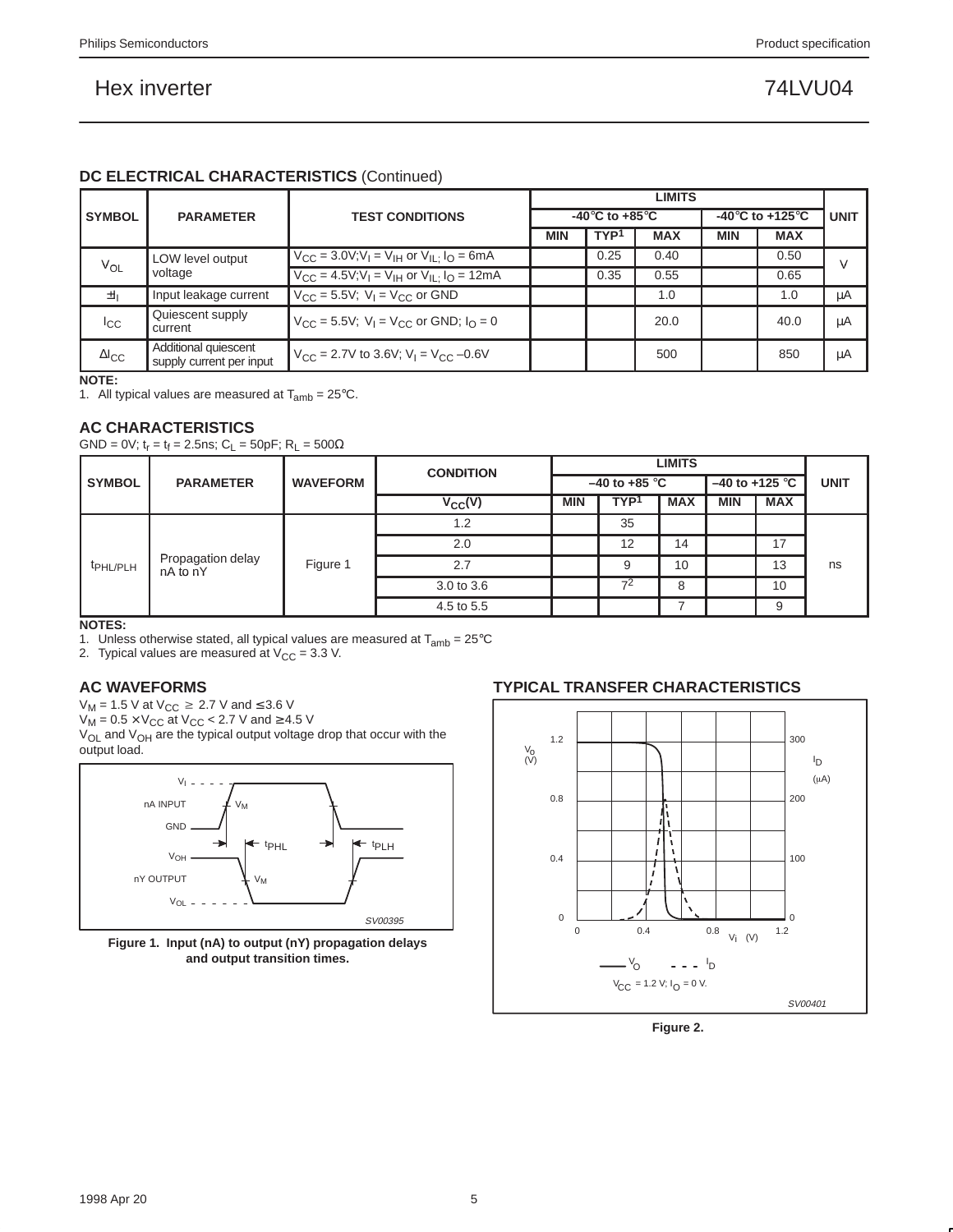### DC ELECTRICAL CHARACTERISTICS (Continued)

| SYMBOL | PARAMETER | TEST CONDITIONS | LIMITS | | | | | UNIT |
|---|---|---|---|---|---|---|---|---|
| | | | -40°C to +85°C | | | -40°C to +125°C | | |
| | | | MIN | TYP[1] | MAX | MIN | MAX | |
| $V_{OL}$ | LOW level output voltage | $V_{CC}$ = 3.0V; $V_I$ = $V_{IH}$ or $V_{IL}$; $I_O$ = 6mA | | 0.25 | 0.40 | | 0.50 | V |
| | | $V_{CC}$ = 4.5V; $V_I$ = $V_{IH}$ or $V_{IL}$; $I_O$ = 12mA | | 0.35 | 0.55 | | 0.65 | |
| $\pm I_I$ | Input leakage current | $V_{CC}$ = 5.5V; $V_I$ = $V_{CC}$ or GND | | | 1.0 | | 1.0 | µA |
| $I_{CC}$ | Quiescent supply current | $V_{CC}$ = 5.5V; $V_I$ = $V_{CC}$ or GND; $I_O$ = 0 | | | 20.0 | | 40.0 | µA |
| $\Delta I_{CC}$ | Additional quiescent supply current per input | $V_{CC}$ = 2.7V to 3.6V; $V_I$ = $V_{CC}$ –0.6V | | | 500 | | 850 | µA |

**NOTE:**
1. All typical values are measured at $T_{amb}$ = 25°C.

### AC CHARACTERISTICS

GND = 0V; $t_r$ = $t_f$ = 2.5ns; $C_L$ = 50pF; $R_L$ = 500Ω

| SYMBOL | PARAMETER | WAVEFORM | CONDITION | LIMITS | | | | | UNIT |
|---|---|---|---|---|---|---|---|---|---|
| | | | | –40 to +85 °C | | | –40 to +125 °C | | |
| | | | $V_{CC}$(V) | MIN | TYP[1] | MAX | MIN | MAX | |
| $t_{PHL/PLH}$ | Propagation delay nA to nY | Figure 1 | 1.2 | | 35 | | | | ns |
| | | | 2.0 | | 12 | 14 | | 17 | |
| | | | 2.7 | | 9 | 10 | | 13 | |
| | | | 3.0 to 3.6 | | 7[2] | 8 | | 10 | |
| | | | 4.5 to 5.5 | | | 7 | | 9 | |

**NOTES:**
1. Unless otherwise stated, all typical values are measured at $T_{amb}$ = 25°C
2. Typical values are measured at $V_{CC}$ = 3.3 V.

### AC WAVEFORMS

$V_M$ = 1.5 V at $V_{CC} \geq$ 2.7 V and ≤ 3.6 V
$V_M$ = 0.5 × $V_{CC}$ at $V_{CC}$ < 2.7 V and ≥ 4.5 V
$V_{OL}$ and $V_{OH}$ are the typical output voltage drop that occur with the output load.

**Figure 1. Input (nA) to output (nY) propagation delays and output transition times.**

### TYPICAL TRANSFER CHARACTERISTICS

$V_{CC}$ = 1.2 V; $I_O$ = 0 V.

**Figure 2.**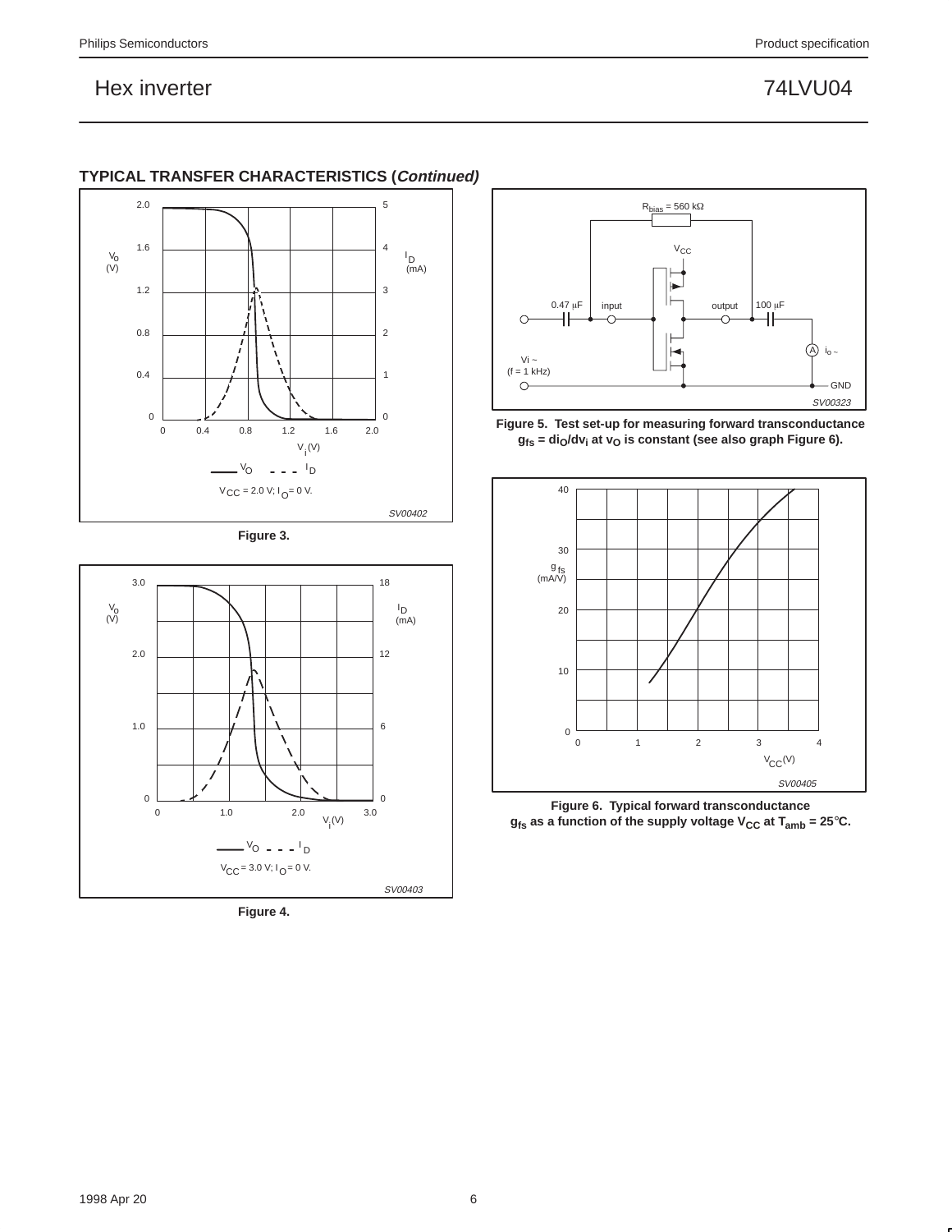## TYPICAL TRANSFER CHARACTERISTICS (*Continued*)

Figure 3.

Figure 4.

**Figure 5. Test set-up for measuring forward transconductance $g_{fs} = di_O/dv_i$ at $v_O$ is constant (see also graph Figure 6).**

**Figure 6. Typical forward transconductance $g_{fs}$ as a function of the supply voltage $V_{CC}$ at $T_{amb} = 25°C$.**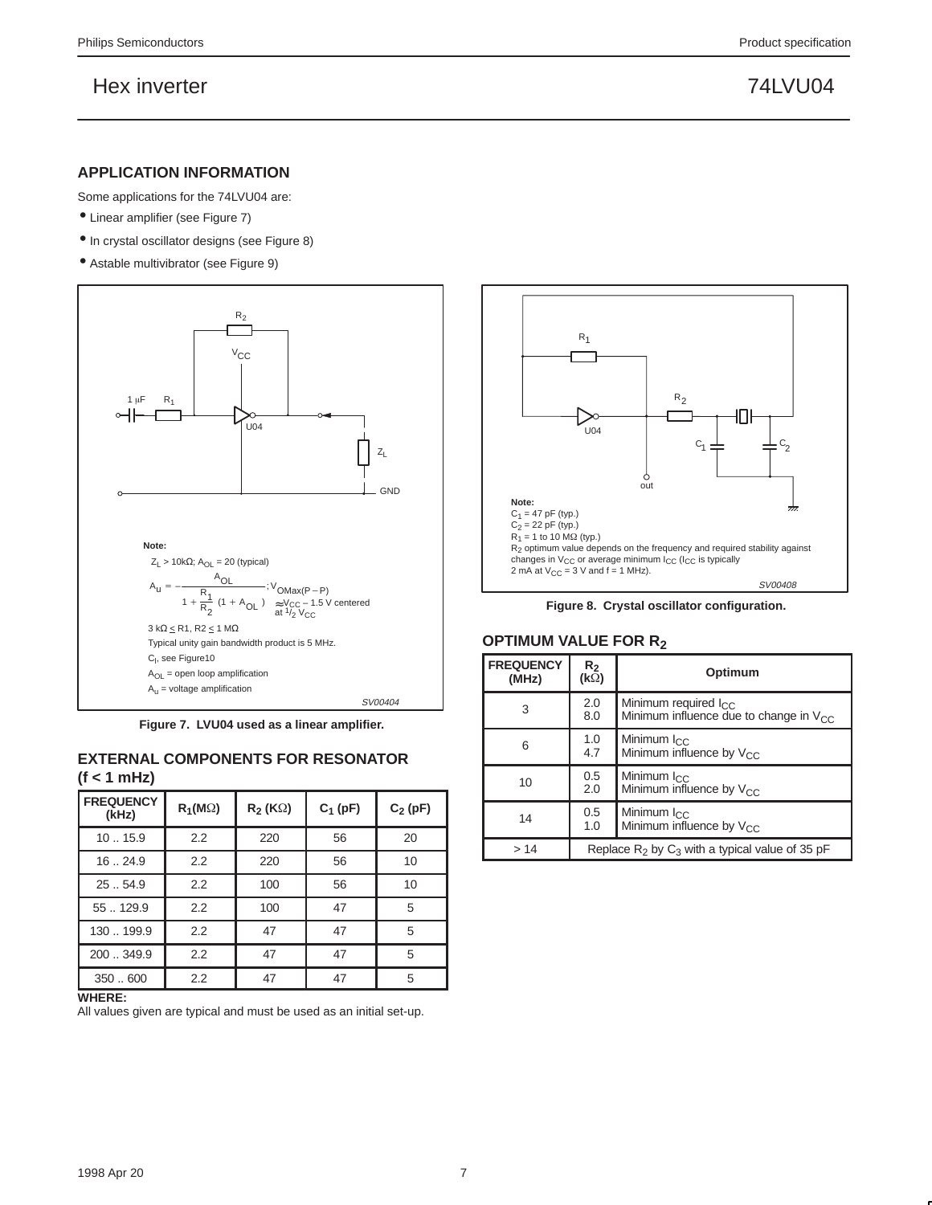# Hex inverter — 74LVU04

## APPLICATION INFORMATION

Some applications for the 74LVU04 are:

- Linear amplifier (see Figure 7)
- In crystal oscillator designs (see Figure 8)
- Astable multivibrator (see Figure 9)

Note:

$Z_L > 10k\Omega$; $A_{OL} = 20$ (typical)

$$A_u = -\frac{A_{OL}}{1 + \frac{R_1}{R_2}(1 + A_{OL})};\ V_{OMax(P-P)} \approx V_{CC} - 1.5\text{ V centered at } {}^{1}/_{2}\,V_{CC}$$

$3\text{ k}\Omega \leq R1, R2 \leq 1\text{ M}\Omega$

Typical unity gain bandwidth product is 5 MHz.

$C_I$, see Figure10

$A_{OL}$ = open loop amplification

$A_u$ = voltage amplification

SV00404

**Figure 7. LVU04 used as a linear amplifier.**

## EXTERNAL COMPONENTS FOR RESONATOR (f < 1 mHz)

| FREQUENCY (kHz) | $R_1$(MΩ) | $R_2$ (KΩ) | $C_1$ (pF) | $C_2$ (pF) |
|---|---|---|---|---|
| 10 .. 15.9 | 2.2 | 220 | 56 | 20 |
| 16 .. 24.9 | 2.2 | 220 | 56 | 10 |
| 25 .. 54.9 | 2.2 | 100 | 56 | 10 |
| 55 .. 129.9 | 2.2 | 100 | 47 | 5 |
| 130 .. 199.9 | 2.2 | 47 | 47 | 5 |
| 200 .. 349.9 | 2.2 | 47 | 47 | 5 |
| 350 .. 600 | 2.2 | 47 | 47 | 5 |

**WHERE:**

All values given are typical and must be used as an initial set-up.

Note:

$C_1$ = 47 pF (typ.)

$C_2$ = 22 pF (typ.)

$R_1$ = 1 to 10 MΩ (typ.)

$R_2$ optimum value depends on the frequency and required stability against changes in $V_{CC}$ or average minimum $I_{CC}$ ($I_{CC}$ is typically 2 mA at $V_{CC}$ = 3 V and f = 1 MHz).

SV00408

**Figure 8. Crystal oscillator configuration.**

## OPTIMUM VALUE FOR $R_2$

| FREQUENCY (MHz) | $R_2$ (kΩ) | Optimum |
|---|---|---|
| 3 | 2.0<br>8.0 | Minimum required $I_{CC}$<br>Minimum influence due to change in $V_{CC}$ |
| 6 | 1.0<br>4.7 | Minimum $I_{CC}$<br>Minimum influence by $V_{CC}$ |
| 10 | 0.5<br>2.0 | Minimum $I_{CC}$<br>Minimum influence by $V_{CC}$ |
| 14 | 0.5<br>1.0 | Minimum $I_{CC}$<br>Minimum influence by $V_{CC}$ |
| > 14 | Replace $R_2$ by $C_3$ with a typical value of 35 pF | |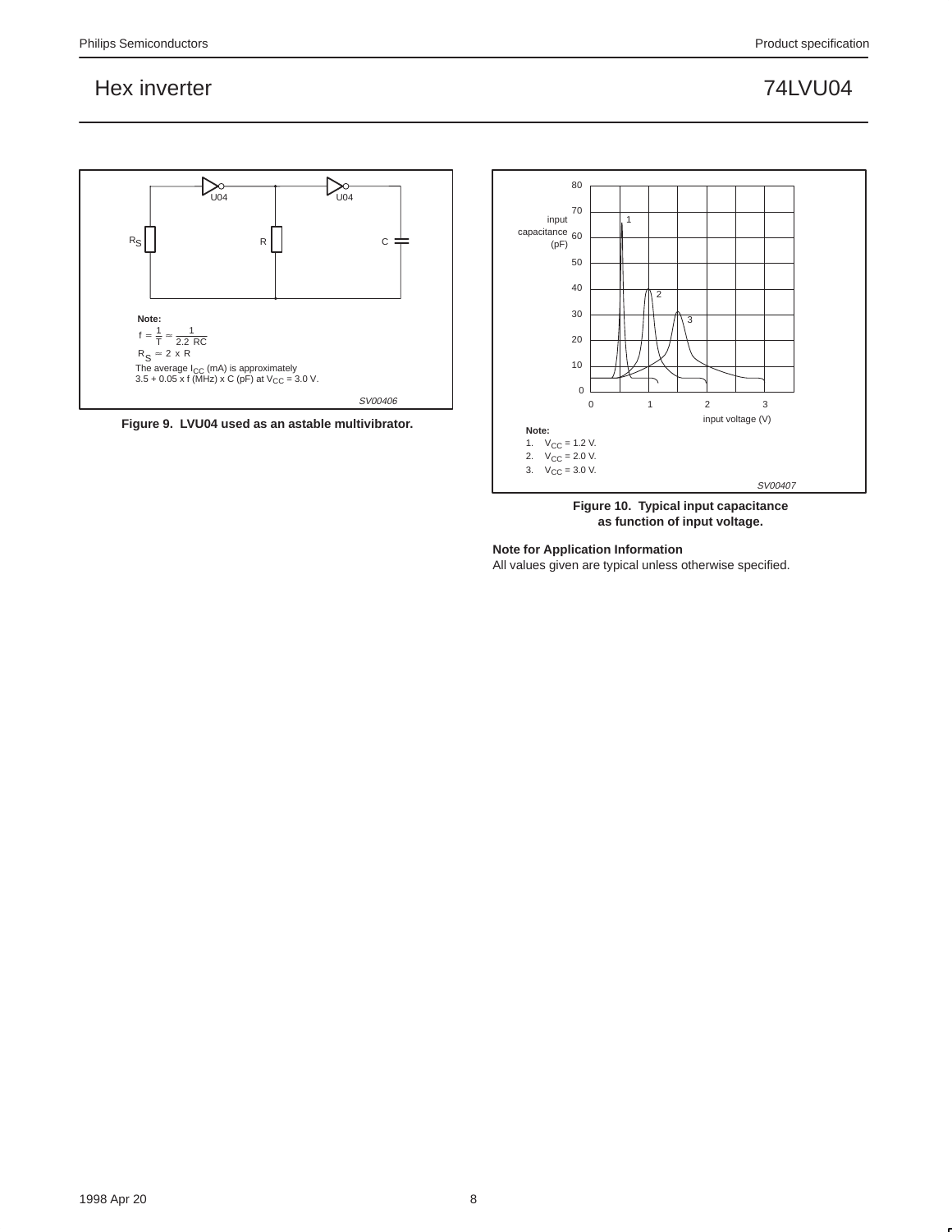Note:

$f = \frac{1}{T} \approx \frac{1}{2.2\ RC}$

$R_S \approx 2 \times R$

The average $I_{CC}$ (mA) is approximately 3.5 + 0.05 x f (MHz) x C (pF) at $V_{CC}$ = 3.0 V.

**Figure 9. LVU04 used as an astable multivibrator.**

Note:

1. $V_{CC}$ = 1.2 V.
2. $V_{CC}$ = 2.0 V.
3. $V_{CC}$ = 3.0 V.

**Figure 10. Typical input capacitance as function of input voltage.**

**Note for Application Information**

All values given are typical unless otherwise specified.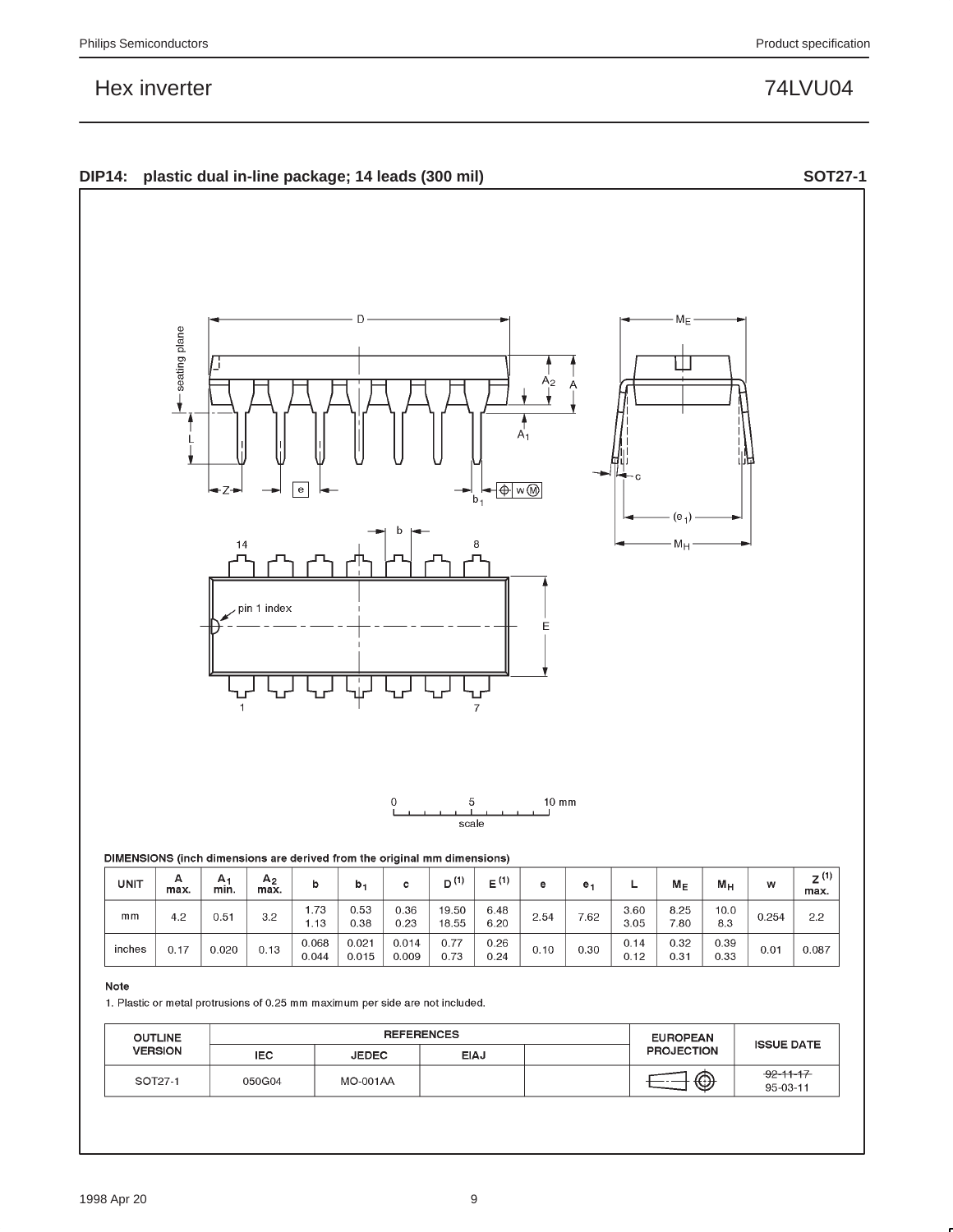## DIP14: plastic dual in-line package; 14 leads (300 mil) SOT27-1

DIMENSIONS (inch dimensions are derived from the original mm dimensions)

| UNIT | A max. | $A_1$ min. | $A_2$ max. | b | $b_1$ | c | $D^{(1)}$ | $E^{(1)}$ | e | $e_1$ | L | $M_E$ | $M_H$ | w | $Z^{(1)}$ max. |
|---|---|---|---|---|---|---|---|---|---|---|---|---|---|---|---|
| mm | 4.2 | 0.51 | 3.2 | 1.73<br>1.13 | 0.53<br>0.38 | 0.36<br>0.23 | 19.50<br>18.55 | 6.48<br>6.20 | 2.54 | 7.62 | 3.60<br>3.05 | 8.25<br>7.80 | 10.0<br>8.3 | 0.254 | 2.2 |
| inches | 0.17 | 0.020 | 0.13 | 0.068<br>0.044 | 0.021<br>0.015 | 0.014<br>0.009 | 0.77<br>0.73 | 0.26<br>0.24 | 0.10 | 0.30 | 0.14<br>0.12 | 0.32<br>0.31 | 0.39<br>0.33 | 0.01 | 0.087 |

**Note**

1. Plastic or metal protrusions of 0.25 mm maximum per side are not included.

| OUTLINE VERSION | REFERENCES | | | | EUROPEAN PROJECTION | ISSUE DATE |
|---|---|---|---|---|---|---|
| | IEC | JEDEC | EIAJ | | | |
| SOT27-1 | 050G04 | MO-001AA | | | | ~~92-11-17~~<br>95-03-11 |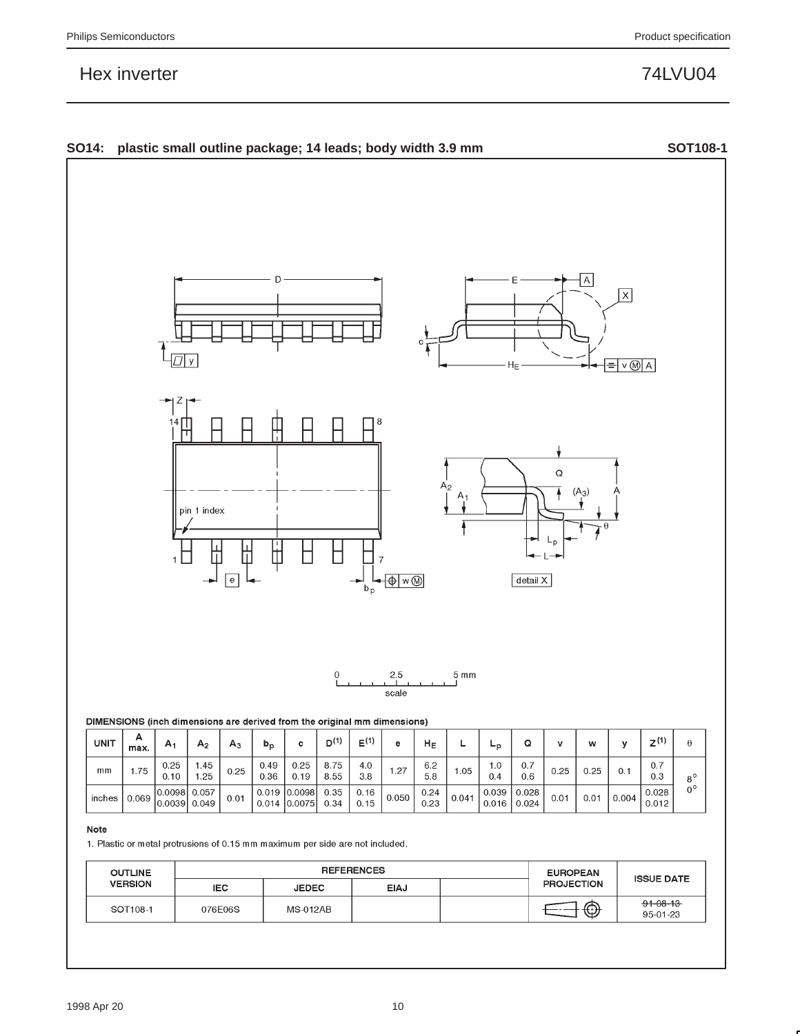## SO14: plastic small outline package; 14 leads; body width 3.9 mm — SOT108-1

**DIMENSIONS (inch dimensions are derived from the original mm dimensions)**

| UNIT | A max. | $A_1$ | $A_2$ | $A_3$ | $b_p$ | c | $D^{(1)}$ | $E^{(1)}$ | e | $H_E$ | L | $L_p$ | Q | v | w | y | $Z^{(1)}$ | θ |
|---|---|---|---|---|---|---|---|---|---|---|---|---|---|---|---|---|---|---|
| mm | 1.75 | 0.25<br>0.10 | 1.45<br>1.25 | 0.25 | 0.49<br>0.36 | 0.25<br>0.19 | 8.75<br>8.55 | 4.0<br>3.8 | 1.27 | 6.2<br>5.8 | 1.05 | 1.0<br>0.4 | 0.7<br>0.6 | 0.25 | 0.25 | 0.1 | 0.7<br>0.3 | 8°<br>0° |
| inches | 0.069 | 0.0098<br>0.0039 | 0.057<br>0.049 | 0.01 | 0.019<br>0.014 | 0.0098<br>0.0075 | 0.35<br>0.34 | 0.16<br>0.15 | 0.050 | 0.24<br>0.23 | 0.041 | 0.039<br>0.016 | 0.028<br>0.024 | 0.01 | 0.01 | 0.004 | 0.028<br>0.012 | |

**Note**

1. Plastic or metal protrusions of 0.15 mm maximum per side are not included.

| OUTLINE VERSION | REFERENCES | | | | EUROPEAN PROJECTION | ISSUE DATE |
|---|---|---|---|---|---|---|
| | IEC | JEDEC | EIAJ | | | |
| SOT108-1 | 076E06S | MS-012AB | | | | ~~91-08-13~~<br>95-01-23 |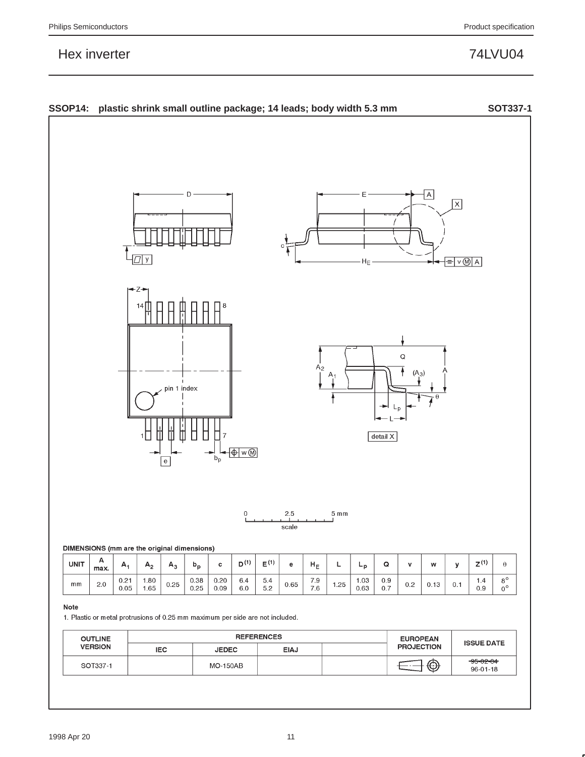## SSOP14: plastic shrink small outline package; 14 leads; body width 5.3 mm SOT337-1

**DIMENSIONS (mm are the original dimensions)**

| UNIT | A max. | $A_1$ | $A_2$ | $A_3$ | $b_p$ | c | D [(1)] | E [(1)] | e | $H_E$ | L | $L_p$ | Q | v | w | y | Z [(1)] | θ |
|---|---|---|---|---|---|---|---|---|---|---|---|---|---|---|---|---|---|---|
| mm | 2.0 | 0.21<br>0.05 | 1.80<br>1.65 | 0.25 | 0.38<br>0.25 | 0.20<br>0.09 | 6.4<br>6.0 | 5.4<br>5.2 | 0.65 | 7.9<br>7.6 | 1.25 | 1.03<br>0.63 | 0.9<br>0.7 | 0.2 | 0.13 | 0.1 | 1.4<br>0.9 | 8°<br>0° |

**Note**

1. Plastic or metal protrusions of 0.25 mm maximum per side are not included.

| OUTLINE VERSION | REFERENCES | | | | EUROPEAN PROJECTION | ISSUE DATE |
|---|---|---|---|---|---|---|
| | IEC | JEDEC | EIAJ | | | |
| SOT337-1 | | MO-150AB | | | | ~~95-02-04~~<br>96-01-18 |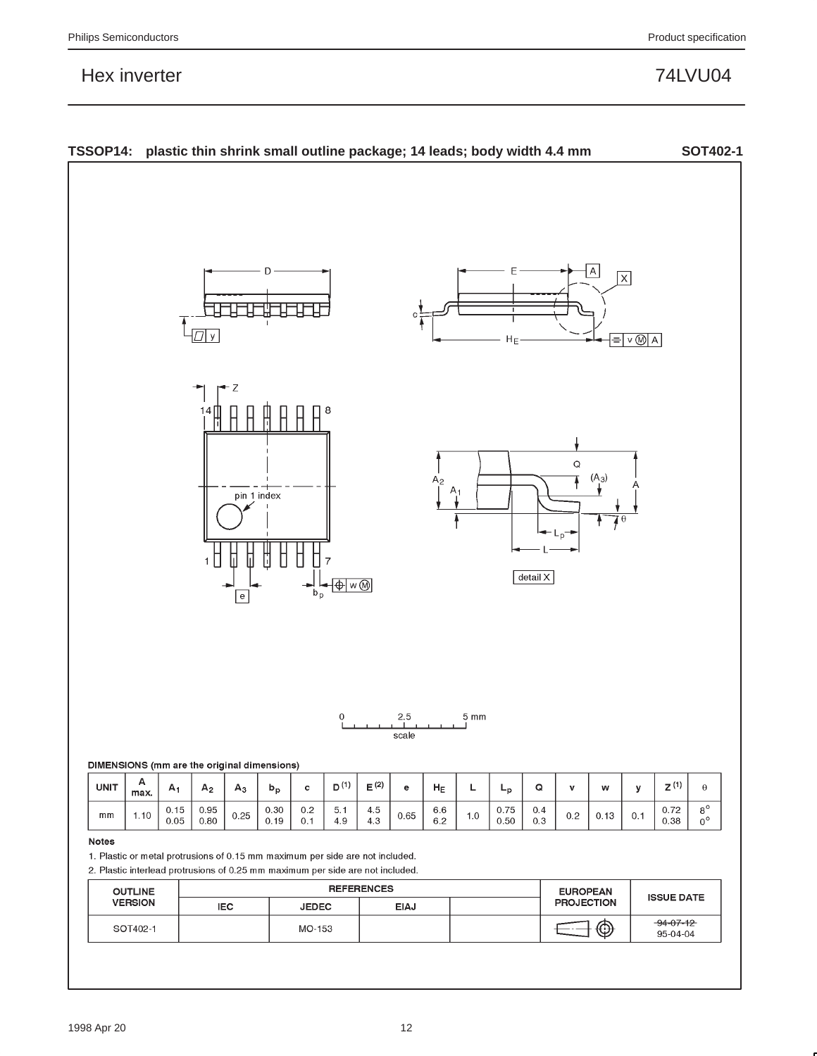## TSSOP14: plastic thin shrink small outline package; 14 leads; body width 4.4 mm — SOT402-1

DIMENSIONS (mm are the original dimensions)

| UNIT | A max. | $A_1$ | $A_2$ | $A_3$ | $b_p$ | c | $D^{(1)}$ | $E^{(2)}$ | e | $H_E$ | L | $L_p$ | Q | v | w | y | $Z^{(1)}$ | θ |
|---|---|---|---|---|---|---|---|---|---|---|---|---|---|---|---|---|---|---|
| mm | 1.10 | 0.15<br>0.05 | 0.95<br>0.80 | 0.25 | 0.30<br>0.19 | 0.2<br>0.1 | 5.1<br>4.9 | 4.5<br>4.3 | 0.65 | 6.6<br>6.2 | 1.0 | 0.75<br>0.50 | 0.4<br>0.3 | 0.2 | 0.13 | 0.1 | 0.72<br>0.38 | 8°<br>0° |

**Notes**

1. Plastic or metal protrusions of 0.15 mm maximum per side are not included.
2. Plastic interlead protrusions of 0.25 mm maximum per side are not included.

| OUTLINE VERSION | REFERENCES | | | | EUROPEAN PROJECTION | ISSUE DATE |
|---|---|---|---|---|---|---|
| | IEC | JEDEC | EIAJ | | | |
| SOT402-1 | | MO-153 | | | | ~~94-07-12~~<br>95-04-04 |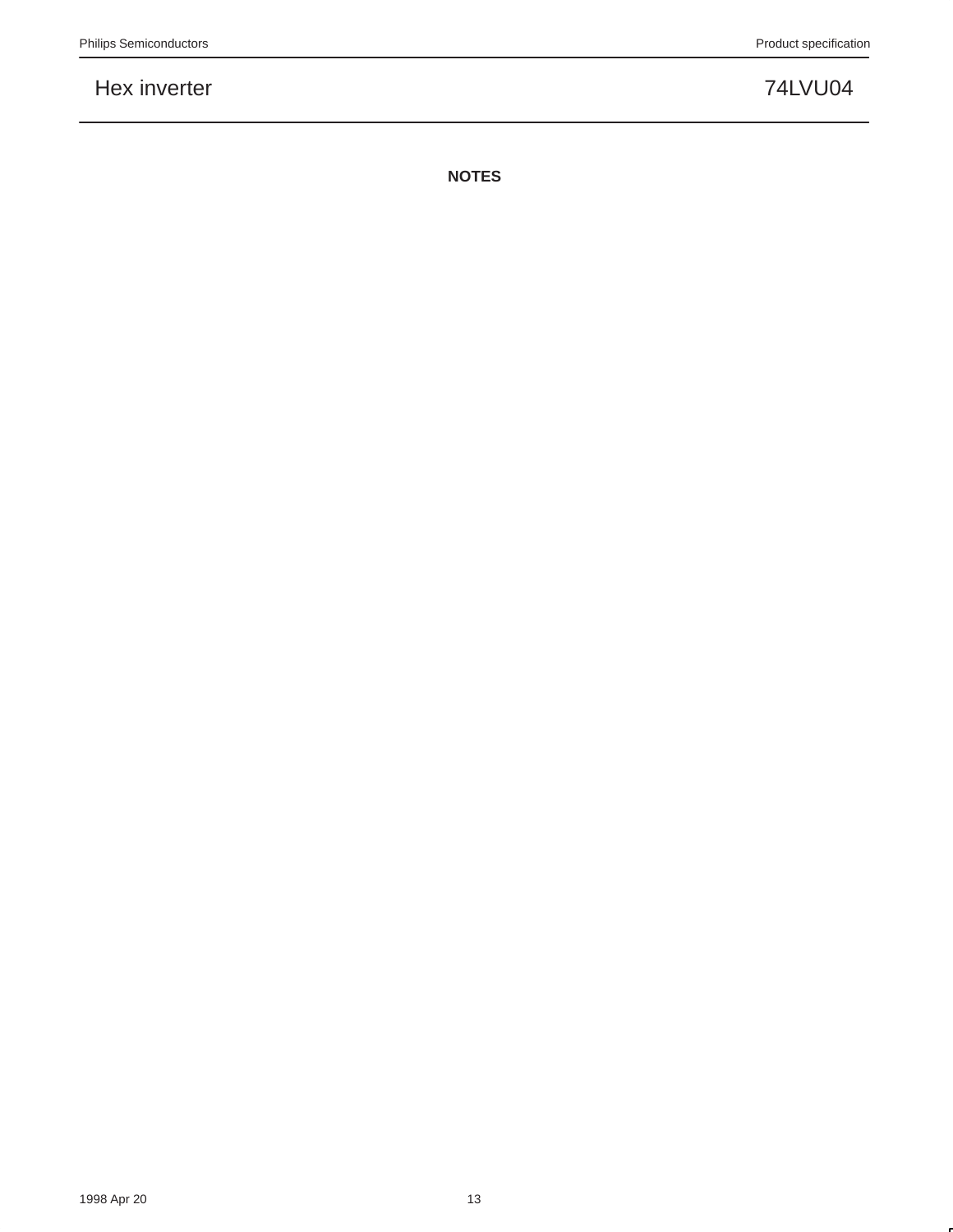**NOTES**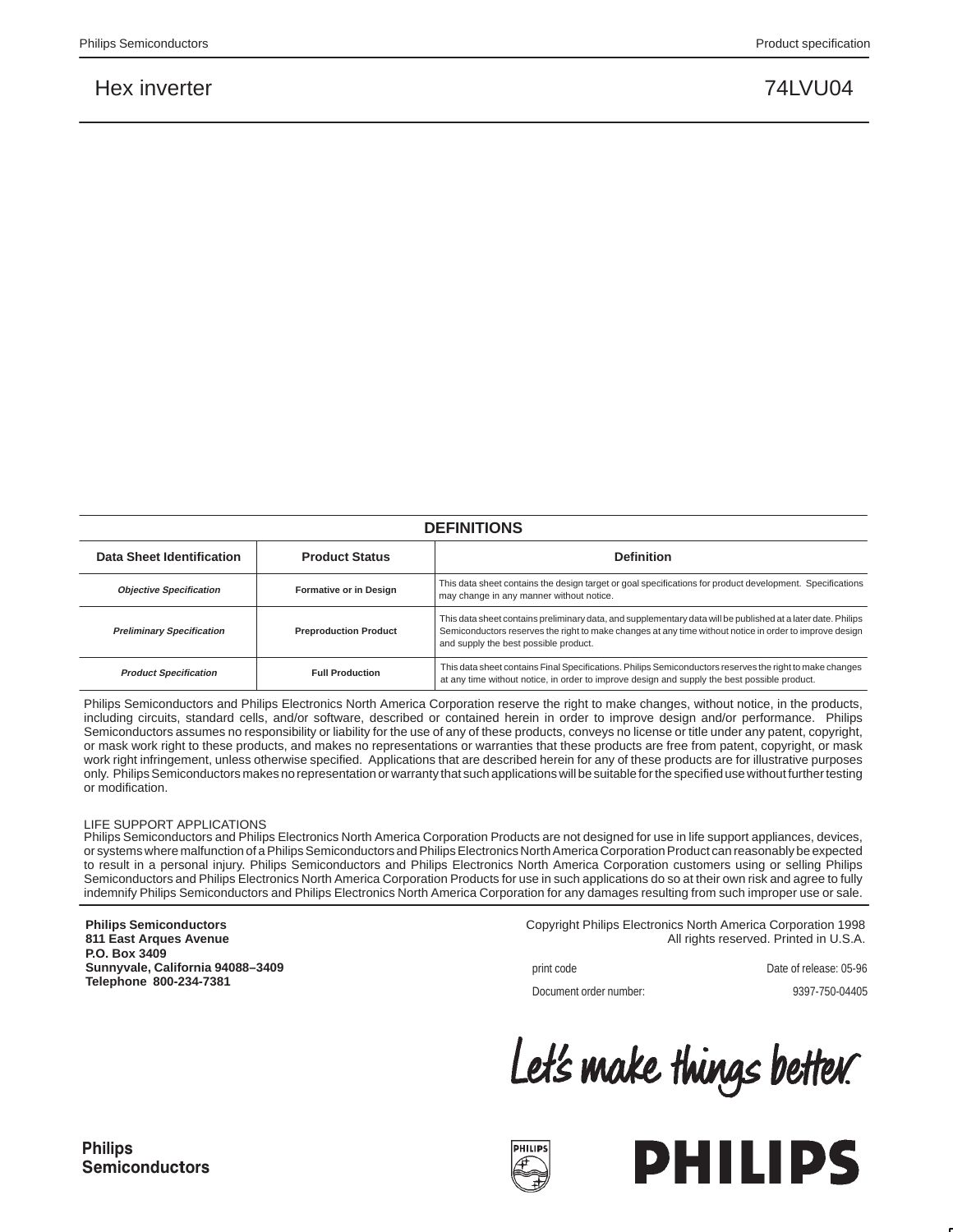## DEFINITIONS

| Data Sheet Identification | Product Status | Definition |
| --- | --- | --- |
| *Objective Specification* | Formative or in Design | This data sheet contains the design target or goal specifications for product development. Specifications may change in any manner without notice. |
| *Preliminary Specification* | Preproduction Product | This data sheet contains preliminary data, and supplementary data will be published at a later date. Philips Semiconductors reserves the right to make changes at any time without notice in order to improve design and supply the best possible product. |
| *Product Specification* | Full Production | This data sheet contains Final Specifications. Philips Semiconductors reserves the right to make changes at any time without notice, in order to improve design and supply the best possible product. |

Philips Semiconductors and Philips Electronics North America Corporation reserve the right to make changes, without notice, in the products, including circuits, standard cells, and/or software, described or contained herein in order to improve design and/or performance. Philips Semiconductors assumes no responsibility or liability for the use of any of these products, conveys no license or title under any patent, copyright, or mask work right to these products, and makes no representations or warranties that these products are free from patent, copyright, or mask work right infringement, unless otherwise specified. Applications that are described herein for any of these products are for illustrative purposes only. Philips Semiconductors makes no representation or warranty that such applications will be suitable for the specified use without further testing or modification.

LIFE SUPPORT APPLICATIONS
Philips Semiconductors and Philips Electronics North America Corporation Products are not designed for use in life support appliances, devices, or systems where malfunction of a Philips Semiconductors and Philips Electronics North America Corporation Product can reasonably be expected to result in a personal injury. Philips Semiconductors and Philips Electronics North America Corporation customers using or selling Philips Semiconductors and Philips Electronics North America Corporation Products for use in such applications do so at their own risk and agree to fully indemnify Philips Semiconductors and Philips Electronics North America Corporation for any damages resulting from such improper use or sale.

**Philips Semiconductors**
**811 East Arques Avenue**
**P.O. Box 3409**
**Sunnyvale, California 94088–3409**
**Telephone 800-234-7381**

Copyright Philips Electronics North America Corporation 1998
All rights reserved. Printed in U.S.A.

print code Date of release: 05-96

Document order number: 9397-750-04405

Let's make things better.

Philips Semiconductors

PHILIPS